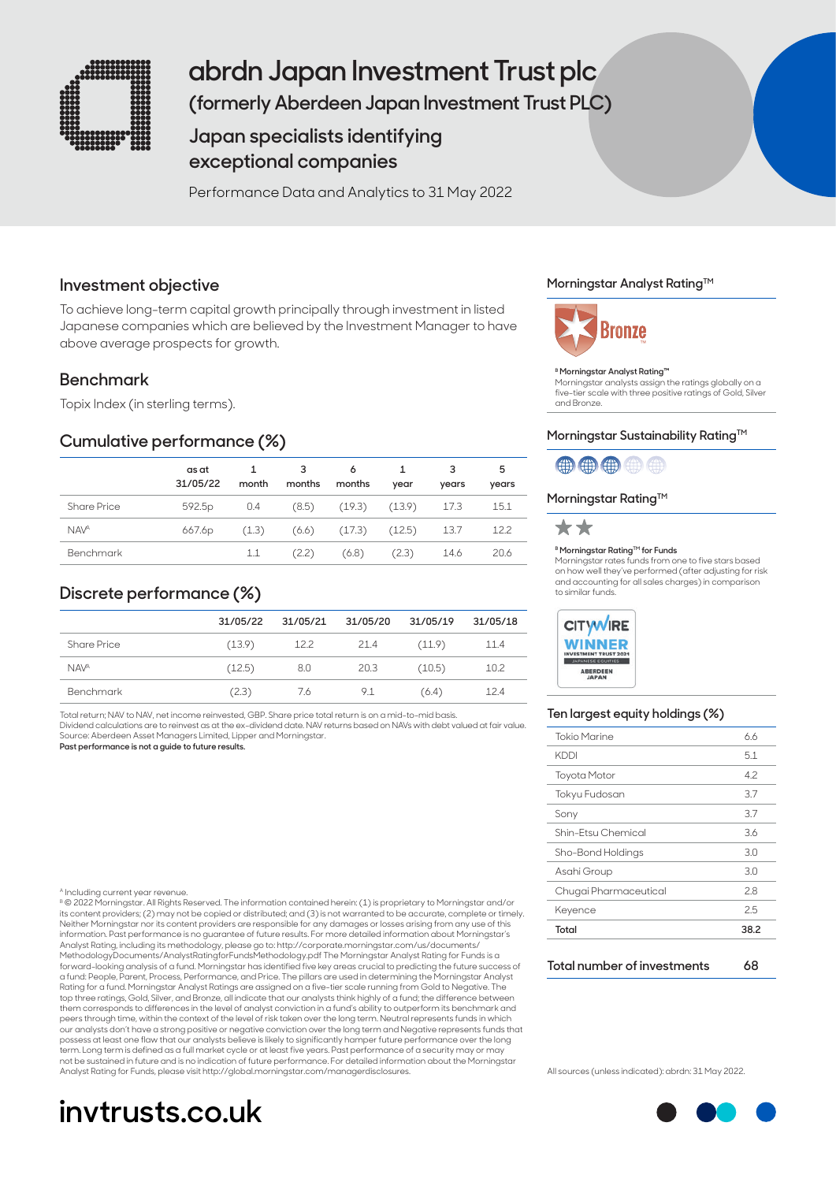# abrdn Japan Investment Trust plc

## (formerly Aberdeen Japan Investment Trust PLC)

## Japan specialists identifying exceptional companies

Performance Data and Analytics to 31 May 2022

## Investment objective

To achieve long-term capital growth principally through investment in listed Japanese companies which are believed by the Investment Manager to have above average prospects for growth.

## Benchmark

Topix Index (in sterling terms).

## Cumulative performance (%)

| | as at 31/05/22 | 1 month | 3 months | 6 months | 1 year | 3 years | 5 years |
|---|---|---|---|---|---|---|---|
| Share Price | 592.5p | 0.4 | (8.5) | (19.3) | (13.9) | 17.3 | 15.1 |
| NAV[A] | 667.6p | (1.3) | (6.6) | (17.3) | (12.5) | 13.7 | 12.2 |
| Benchmark | | 1.1 | (2.2) | (6.8) | (2.3) | 14.6 | 20.6 |

## Discrete performance (%)

| | 31/05/22 | 31/05/21 | 31/05/20 | 31/05/19 | 31/05/18 |
|---|---|---|---|---|---|
| Share Price | (13.9) | 12.2 | 21.4 | (11.9) | 11.4 |
| NAV[A] | (12.5) | 8.0 | 20.3 | (10.5) | 10.2 |
| Benchmark | (2.3) | 7.6 | 9.1 | (6.4) | 12.4 |

Total return; NAV to NAV, net income reinvested, GBP. Share price total return is on a mid-to-mid basis.
Dividend calculations are to reinvest as at the ex-dividend date. NAV returns based on NAVs with debt valued at fair value.
Source: Aberdeen Asset Managers Limited, Lipper and Morningstar.
**Past performance is not a guide to future results.**

## Morningstar Analyst Rating™

Bronze

[B] **Morningstar Analyst Rating™**
Morningstar analysts assign the ratings globally on a five-tier scale with three positive ratings of Gold, Silver and Bronze.

## Morningstar Sustainability Rating™

## Morningstar Rating™

★★

[B] **Morningstar Rating™ for Funds**
Morningstar rates funds from one to five stars based on how well they've performed (after adjusting for risk and accounting for all sales charges) in comparison to similar funds.

CITYWIRE WINNER INVESTMENT TRUST 2021 JAPANESE EQUITIES ABERDEEN JAPAN

## Ten largest equity holdings (%)

| | |
|---|---|
| Tokio Marine | 6.6 |
| KDDI | 5.1 |
| Toyota Motor | 4.2 |
| Tokyu Fudosan | 3.7 |
| Sony | 3.7 |
| Shin-Etsu Chemical | 3.6 |
| Sho-Bond Holdings | 3.0 |
| Asahi Group | 3.0 |
| Chugai Pharmaceutical | 2.8 |
| Keyence | 2.5 |
| **Total** | **38.2** |

**Total number of investments** **68**

All sources (unless indicated): abrdn: 31 May 2022.

[A] Including current year revenue.
[B] © 2022 Morningstar. All Rights Reserved. The information contained herein: (1) is proprietary to Morningstar and/or its content providers; (2) may not be copied or distributed; and (3) is not warranted to be accurate, complete or timely. Neither Morningstar nor its content providers are responsible for any damages or losses arising from any use of this information. Past performance is no guarantee of future results. For more detailed information about Morningstar's Analyst Rating, including its methodology, please go to: http://corporate.morningstar.com/us/documents/MethodologyDocuments/AnalystRatingforFundsMethodology.pdf The Morningstar Analyst Rating for Funds is a forward-looking analysis of a fund. Morningstar has identified five key areas crucial to predicting the future success of a fund: People, Parent, Process, Performance, and Price. The pillars are used in determining the Morningstar Analyst Rating for a fund. Morningstar Analyst Ratings are assigned on a five-tier scale running from Gold to Negative. The top three ratings, Gold, Silver, and Bronze, all indicate that our analysts think highly of a fund; the difference between them corresponds to differences in the level of analyst conviction in a fund's ability to outperform its benchmark and peers through time, within the context of the level of risk taken over the long term. Neutral represents funds in which our analysts don't have a strong positive or negative conviction over the long term and Negative represents funds that possess at least one flaw that our analysts believe is likely to significantly hamper future performance over the long term. Long term is defined as a full market cycle or at least five years. Past performance of a security may or may not be sustained in future and is no indication of future performance. For detailed information about the Morningstar Analyst Rating for Funds, please visit http://global.morningstar.com/managerdisclosures.

**invtrusts.co.uk**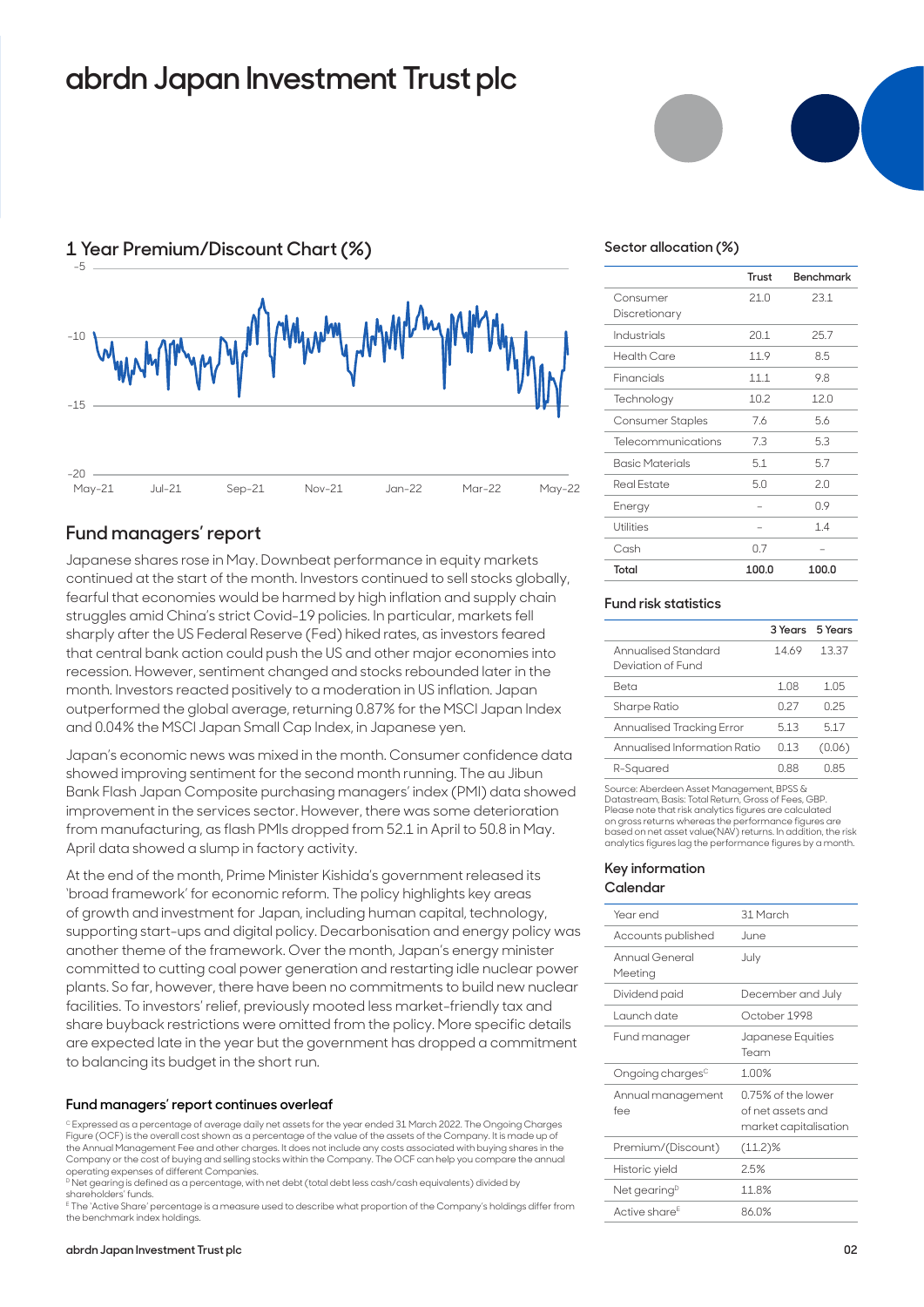# abrdn Japan Investment Trust plc

## 1 Year Premium/Discount Chart (%)

## Fund managers' report

Japanese shares rose in May. Downbeat performance in equity markets continued at the start of the month. Investors continued to sell stocks globally, fearful that economies would be harmed by high inflation and supply chain struggles amid China's strict Covid-19 policies. In particular, markets fell sharply after the US Federal Reserve (Fed) hiked rates, as investors feared that central bank action could push the US and other major economies into recession. However, sentiment changed and stocks rebounded later in the month. Investors reacted positively to a moderation in US inflation. Japan outperformed the global average, returning 0.87% for the MSCI Japan Index and 0.04% the MSCI Japan Small Cap Index, in Japanese yen.

Japan's economic news was mixed in the month. Consumer confidence data showed improving sentiment for the second month running. The au Jibun Bank Flash Japan Composite purchasing managers' index (PMI) data showed improvement in the services sector. However, there was some deterioration from manufacturing, as flash PMIs dropped from 52.1 in April to 50.8 in May. April data showed a slump in factory activity.

At the end of the month, Prime Minister Kishida's government released its 'broad framework' for economic reform. The policy highlights key areas of growth and investment for Japan, including human capital, technology, supporting start-ups and digital policy. Decarbonisation and energy policy was another theme of the framework. Over the month, Japan's energy minister committed to cutting coal power generation and restarting idle nuclear power plants. So far, however, there have been no commitments to build new nuclear facilities. To investors' relief, previously mooted less market-friendly tax and share buyback restrictions were omitted from the policy. More specific details are expected late in the year but the government has dropped a commitment to balancing its budget in the short run.

#### Fund managers' report continues overleaf

## Sector allocation (%)

| | Trust | Benchmark |
|---|---|---|
| Consumer Discretionary | 21.0 | 23.1 |
| Industrials | 20.1 | 25.7 |
| Health Care | 11.9 | 8.5 |
| Financials | 11.1 | 9.8 |
| Technology | 10.2 | 12.0 |
| Consumer Staples | 7.6 | 5.6 |
| Telecommunications | 7.3 | 5.3 |
| Basic Materials | 5.1 | 5.7 |
| Real Estate | 5.0 | 2.0 |
| Energy | – | 0.9 |
| Utilities | – | 1.4 |
| Cash | 0.7 | – |
| **Total** | **100.0** | **100.0** |

## Fund risk statistics

| | 3 Years | 5 Years |
|---|---|---|
| Annualised Standard Deviation of Fund | 14.69 | 13.37 |
| Beta | 1.08 | 1.05 |
| Sharpe Ratio | 0.27 | 0.25 |
| Annualised Tracking Error | 5.13 | 5.17 |
| Annualised Information Ratio | 0.13 | (0.06) |
| R-Squared | 0.88 | 0.85 |

Source: Aberdeen Asset Management, BPSS & Datastream, Basis: Total Return, Gross of Fees, GBP. Please note that risk analytics figures are calculated on gross returns whereas the performance figures are based on net asset value(NAV) returns. In addition, the risk analytics figures lag the performance figures by a month.

## Key information Calendar

| | |
|---|---|
| Year end | 31 March |
| Accounts published | June |
| Annual General Meeting | July |
| Dividend paid | December and July |
| Launch date | October 1998 |
| Fund manager | Japanese Equities Team |
| Ongoing charges[C] | 1.00% |
| Annual management fee | 0.75% of the lower of net assets and market capitalisation |
| Premium/(Discount) | (11.2)% |
| Historic yield | 2.5% |
| Net gearing[D] | 11.8% |
| Active share[E] | 86.0% |

[C] Expressed as a percentage of average daily net assets for the year ended 31 March 2022. The Ongoing Charges Figure (OCF) is the overall cost shown as a percentage of the value of the assets of the Company. It is made up of the Annual Management Fee and other charges. It does not include any costs associated with buying shares in the Company or the cost of buying and selling stocks within the Company. The OCF can help you compare the annual operating expenses of different Companies.

[D] Net gearing is defined as a percentage, with net debt (total debt less cash/cash equivalents) divided by shareholders' funds.

[E] The 'Active Share' percentage is a measure used to describe what proportion of the Company's holdings differ from the benchmark index holdings.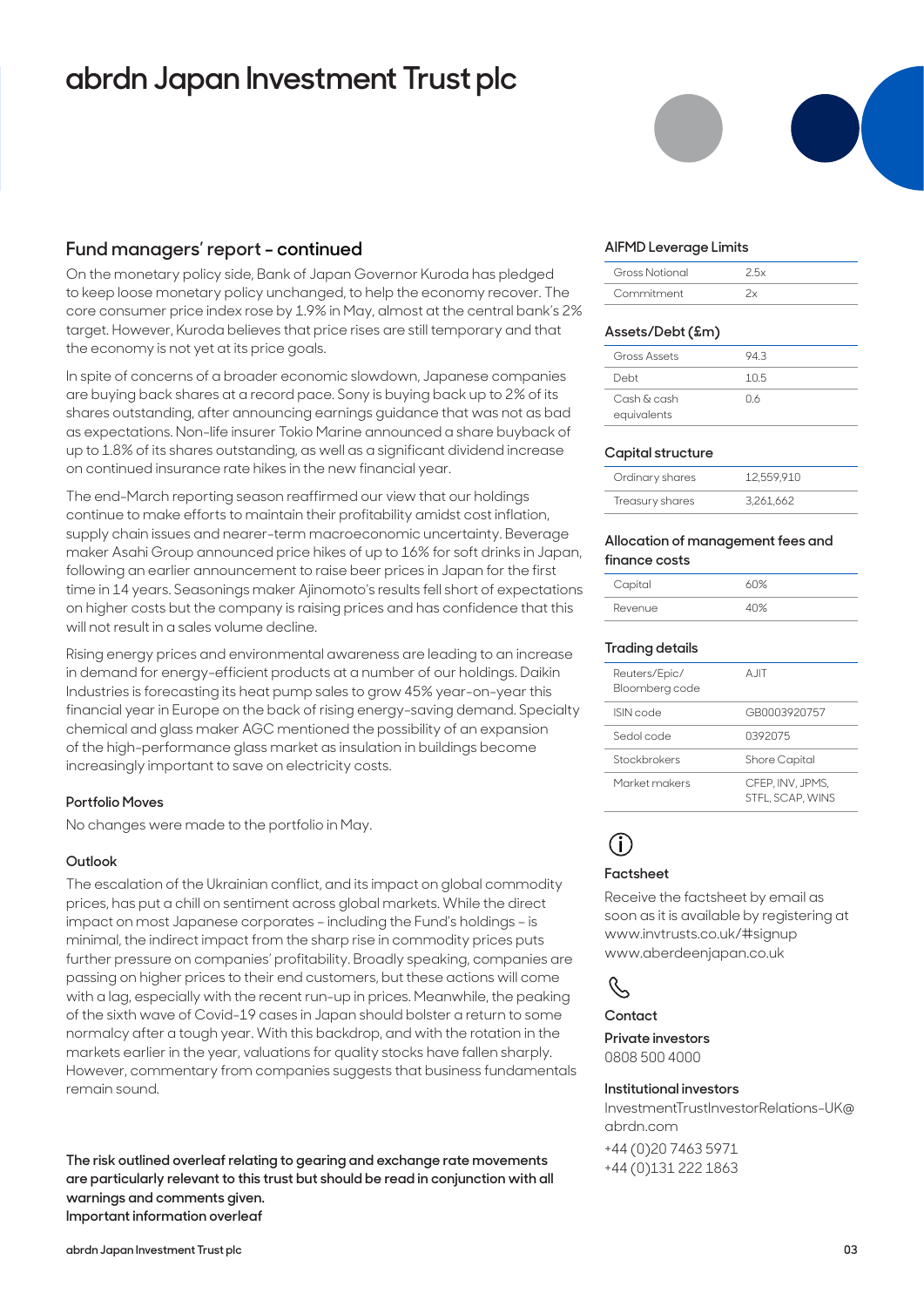# abrdn Japan Investment Trust plc

## Fund managers' report - continued

On the monetary policy side, Bank of Japan Governor Kuroda has pledged to keep loose monetary policy unchanged, to help the economy recover. The core consumer price index rose by 1.9% in May, almost at the central bank's 2% target. However, Kuroda believes that price rises are still temporary and that the economy is not yet at its price goals.

In spite of concerns of a broader economic slowdown, Japanese companies are buying back shares at a record pace. Sony is buying back up to 2% of its shares outstanding, after announcing earnings guidance that was not as bad as expectations. Non-life insurer Tokio Marine announced a share buyback of up to 1.8% of its shares outstanding, as well as a significant dividend increase on continued insurance rate hikes in the new financial year.

The end-March reporting season reaffirmed our view that our holdings continue to make efforts to maintain their profitability amidst cost inflation, supply chain issues and nearer-term macroeconomic uncertainty. Beverage maker Asahi Group announced price hikes of up to 16% for soft drinks in Japan, following an earlier announcement to raise beer prices in Japan for the first time in 14 years. Seasonings maker Ajinomoto's results fell short of expectations on higher costs but the company is raising prices and has confidence that this will not result in a sales volume decline.

Rising energy prices and environmental awareness are leading to an increase in demand for energy-efficient products at a number of our holdings. Daikin Industries is forecasting its heat pump sales to grow 45% year-on-year this financial year in Europe on the back of rising energy-saving demand. Specialty chemical and glass maker AGC mentioned the possibility of an expansion of the high-performance glass market as insulation in buildings become increasingly important to save on electricity costs.

### Portfolio Moves

No changes were made to the portfolio in May.

### Outlook

The escalation of the Ukrainian conflict, and its impact on global commodity prices, has put a chill on sentiment across global markets. While the direct impact on most Japanese corporates – including the Fund's holdings – is minimal, the indirect impact from the sharp rise in commodity prices puts further pressure on companies' profitability. Broadly speaking, companies are passing on higher prices to their end customers, but these actions will come with a lag, especially with the recent run-up in prices. Meanwhile, the peaking of the sixth wave of Covid-19 cases in Japan should bolster a return to some normalcy after a tough year. With this backdrop, and with the rotation in the markets earlier in the year, valuations for quality stocks have fallen sharply. However, commentary from companies suggests that business fundamentals remain sound.

**The risk outlined overleaf relating to gearing and exchange rate movements are particularly relevant to this trust but should be read in conjunction with all warnings and comments given.**
**Important information overleaf**

### AIFMD Leverage Limits

| | |
|---|---|
| Gross Notional | 2.5x |
| Commitment | 2x |

### Assets/Debt (£m)

| | |
|---|---|
| Gross Assets | 94.3 |
| Debt | 10.5 |
| Cash & cash equivalents | 0.6 |

### Capital structure

| | |
|---|---|
| Ordinary shares | 12,559,910 |
| Treasury shares | 3,261,662 |

### Allocation of management fees and finance costs

| | |
|---|---|
| Capital | 60% |
| Revenue | 40% |

### Trading details

| | |
|---|---|
| Reuters/Epic/ Bloomberg code | AJIT |
| ISIN code | GB0003920757 |
| Sedol code | 0392075 |
| Stockbrokers | Shore Capital |
| Market makers | CFEP, INV, JPMS, STFL, SCAP, WINS |

### Factsheet

Receive the factsheet by email as soon as it is available by registering at www.invtrusts.co.uk/#signup
www.aberdeenjapan.co.uk

### Contact

**Private investors**
0808 500 4000

**Institutional investors**
InvestmentTrustInvestorRelations-UK@abrdn.com
+44 (0)20 7463 5971
+44 (0)131 222 1863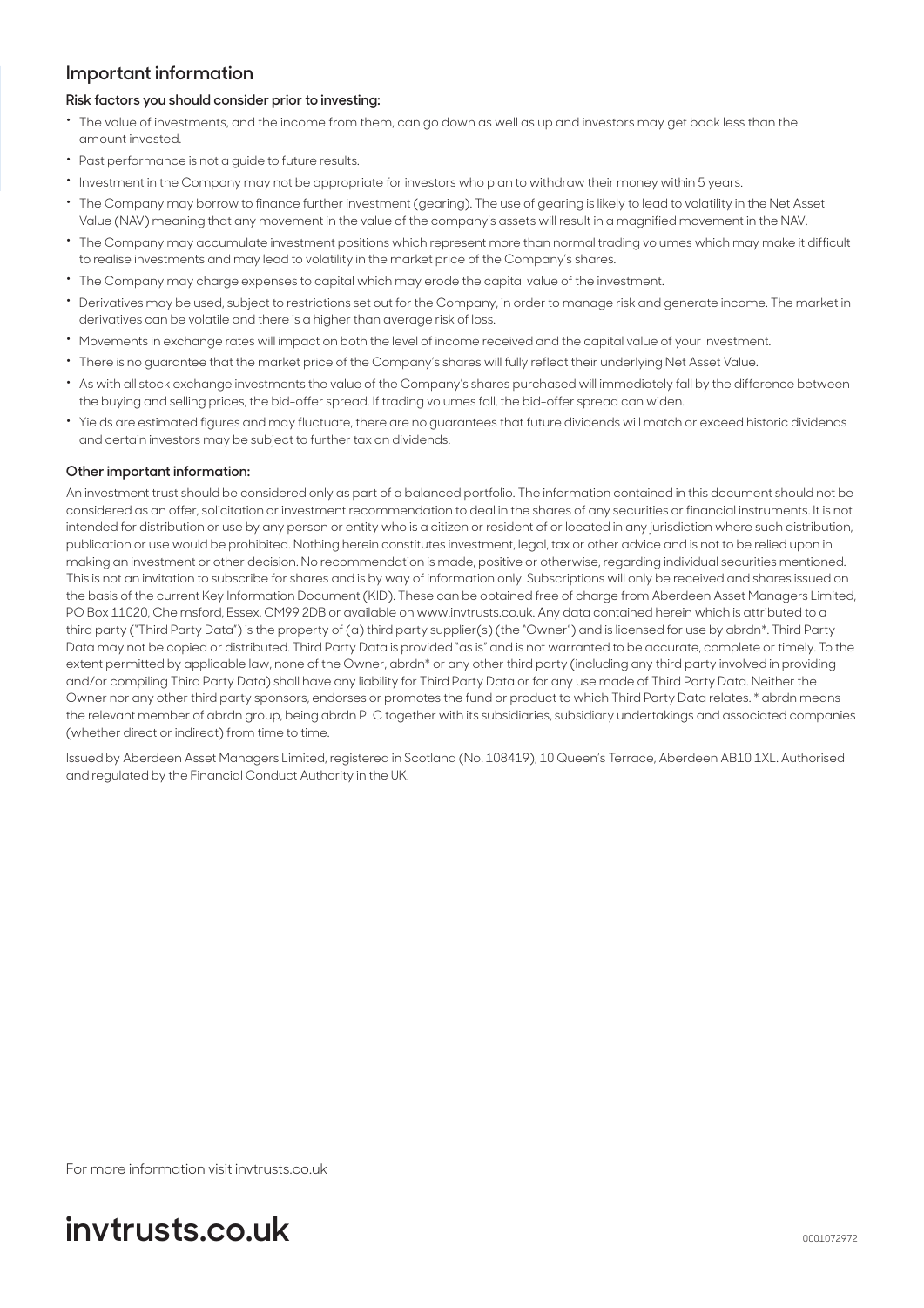## Important information

### Risk factors you should consider prior to investing:

- The value of investments, and the income from them, can go down as well as up and investors may get back less than the amount invested.
- Past performance is not a guide to future results.
- Investment in the Company may not be appropriate for investors who plan to withdraw their money within 5 years.
- The Company may borrow to finance further investment (gearing). The use of gearing is likely to lead to volatility in the Net Asset Value (NAV) meaning that any movement in the value of the company's assets will result in a magnified movement in the NAV.
- The Company may accumulate investment positions which represent more than normal trading volumes which may make it difficult to realise investments and may lead to volatility in the market price of the Company's shares.
- The Company may charge expenses to capital which may erode the capital value of the investment.
- Derivatives may be used, subject to restrictions set out for the Company, in order to manage risk and generate income. The market in derivatives can be volatile and there is a higher than average risk of loss.
- Movements in exchange rates will impact on both the level of income received and the capital value of your investment.
- There is no guarantee that the market price of the Company's shares will fully reflect their underlying Net Asset Value.
- As with all stock exchange investments the value of the Company's shares purchased will immediately fall by the difference between the buying and selling prices, the bid-offer spread. If trading volumes fall, the bid-offer spread can widen.
- Yields are estimated figures and may fluctuate, there are no guarantees that future dividends will match or exceed historic dividends and certain investors may be subject to further tax on dividends.

### Other important information:

An investment trust should be considered only as part of a balanced portfolio. The information contained in this document should not be considered as an offer, solicitation or investment recommendation to deal in the shares of any securities or financial instruments. It is not intended for distribution or use by any person or entity who is a citizen or resident of or located in any jurisdiction where such distribution, publication or use would be prohibited. Nothing herein constitutes investment, legal, tax or other advice and is not to be relied upon in making an investment or other decision. No recommendation is made, positive or otherwise, regarding individual securities mentioned. This is not an invitation to subscribe for shares and is by way of information only. Subscriptions will only be received and shares issued on the basis of the current Key Information Document (KID). These can be obtained free of charge from Aberdeen Asset Managers Limited, PO Box 11020, Chelmsford, Essex, CM99 2DB or available on www.invtrusts.co.uk. Any data contained herein which is attributed to a third party ("Third Party Data") is the property of (a) third party supplier(s) (the "Owner") and is licensed for use by abrdn*. Third Party Data may not be copied or distributed. Third Party Data is provided "as is" and is not warranted to be accurate, complete or timely. To the extent permitted by applicable law, none of the Owner, abrdn* or any other third party (including any third party involved in providing and/or compiling Third Party Data) shall have any liability for Third Party Data or for any use made of Third Party Data. Neither the Owner nor any other third party sponsors, endorses or promotes the fund or product to which Third Party Data relates. * abrdn means the relevant member of abrdn group, being abrdn PLC together with its subsidiaries, subsidiary undertakings and associated companies (whether direct or indirect) from time to time.

Issued by Aberdeen Asset Managers Limited, registered in Scotland (No. 108419), 10 Queen's Terrace, Aberdeen AB10 1XL. Authorised and regulated by the Financial Conduct Authority in the UK.

For more information visit invtrusts.co.uk

# invtrusts.co.uk

0001072972